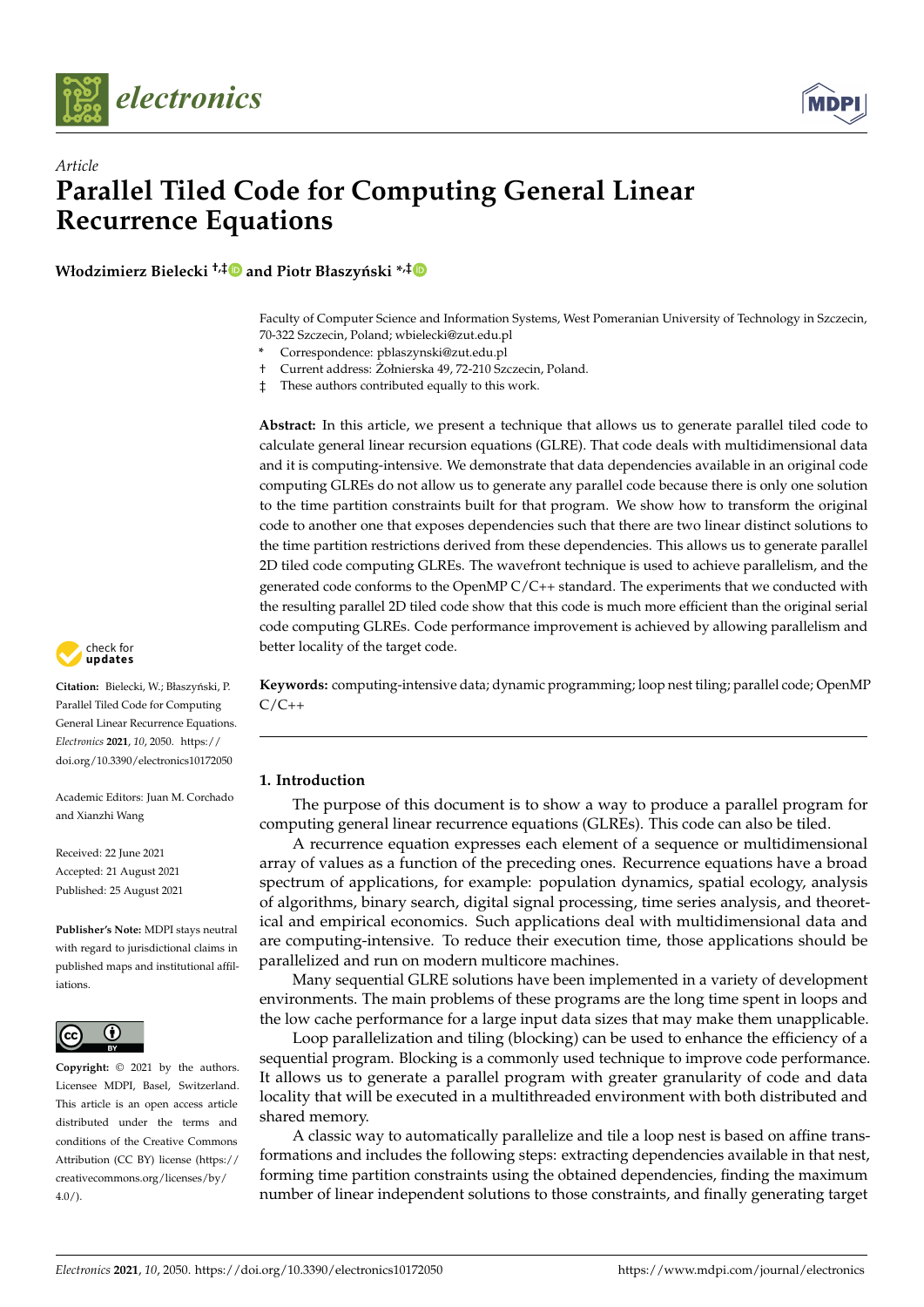*Article*

# Parallel Tiled Code for Computing General Linear Recurrence Equations

**Włodzimierz Bielecki [†,‡] and Piotr Błaszyński [*,‡]**

Faculty of Computer Science and Information Systems, West Pomeranian University of Technology in Szczecin, 70-322 Szczecin, Poland; wbielecki@zut.edu.pl

\* Correspondence: pblaszynski@zut.edu.pl

† Current address: Żołnierska 49, 72-210 Szczecin, Poland.

‡ These authors contributed equally to this work.

**Abstract:** In this article, we present a technique that allows us to generate parallel tiled code to calculate general linear recursion equations (GLRE). That code deals with multidimensional data and it is computing-intensive. We demonstrate that data dependencies available in an original code computing GLREs do not allow us to generate any parallel code because there is only one solution to the time partition constraints built for that program. We show how to transform the original code to another one that exposes dependencies such that there are two linear distinct solutions to the time partition restrictions derived from these dependencies. This allows us to generate parallel 2D tiled code computing GLREs. The wavefront technique is used to achieve parallelism, and the generated code conforms to the OpenMP C/C++ standard. The experiments that we conducted with the resulting parallel 2D tiled code show that this code is much more efficient than the original serial code computing GLREs. Code performance improvement is achieved by allowing parallelism and better locality of the target code.

**Keywords:** computing-intensive data; dynamic programming; loop nest tiling; parallel code; OpenMP C/C++

**Citation:** Bielecki, W.; Błaszyński, P. Parallel Tiled Code for Computing General Linear Recurrence Equations. *Electronics* **2021**, *10*, 2050. https://doi.org/10.3390/electronics10172050

Academic Editors: Juan M. Corchado and Xianzhi Wang

Received: 22 June 2021
Accepted: 21 August 2021
Published: 25 August 2021

**Publisher's Note:** MDPI stays neutral with regard to jurisdictional claims in published maps and institutional affiliations.

**Copyright:** © 2021 by the authors. Licensee MDPI, Basel, Switzerland. This article is an open access article distributed under the terms and conditions of the Creative Commons Attribution (CC BY) license (https://creativecommons.org/licenses/by/4.0/).

## 1. Introduction

The purpose of this document is to show a way to produce a parallel program for computing general linear recurrence equations (GLREs). This code can also be tiled.

A recurrence equation expresses each element of a sequence or multidimensional array of values as a function of the preceding ones. Recurrence equations have a broad spectrum of applications, for example: population dynamics, spatial ecology, analysis of algorithms, binary search, digital signal processing, time series analysis, and theoretical and empirical economics. Such applications deal with multidimensional data and are computing-intensive. To reduce their execution time, those applications should be parallelized and run on modern multicore machines.

Many sequential GLRE solutions have been implemented in a variety of development environments. The main problems of these programs are the long time spent in loops and the low cache performance for a large input data sizes that may make them unapplicable.

Loop parallelization and tiling (blocking) can be used to enhance the efficiency of a sequential program. Blocking is a commonly used technique to improve code performance. It allows us to generate a parallel program with greater granularity of code and data locality that will be executed in a multithreaded environment with both distributed and shared memory.

A classic way to automatically parallelize and tile a loop nest is based on affine transformations and includes the following steps: extracting dependencies available in that nest, forming time partition constraints using the obtained dependencies, finding the maximum number of linear independent solutions to those constraints, and finally generating target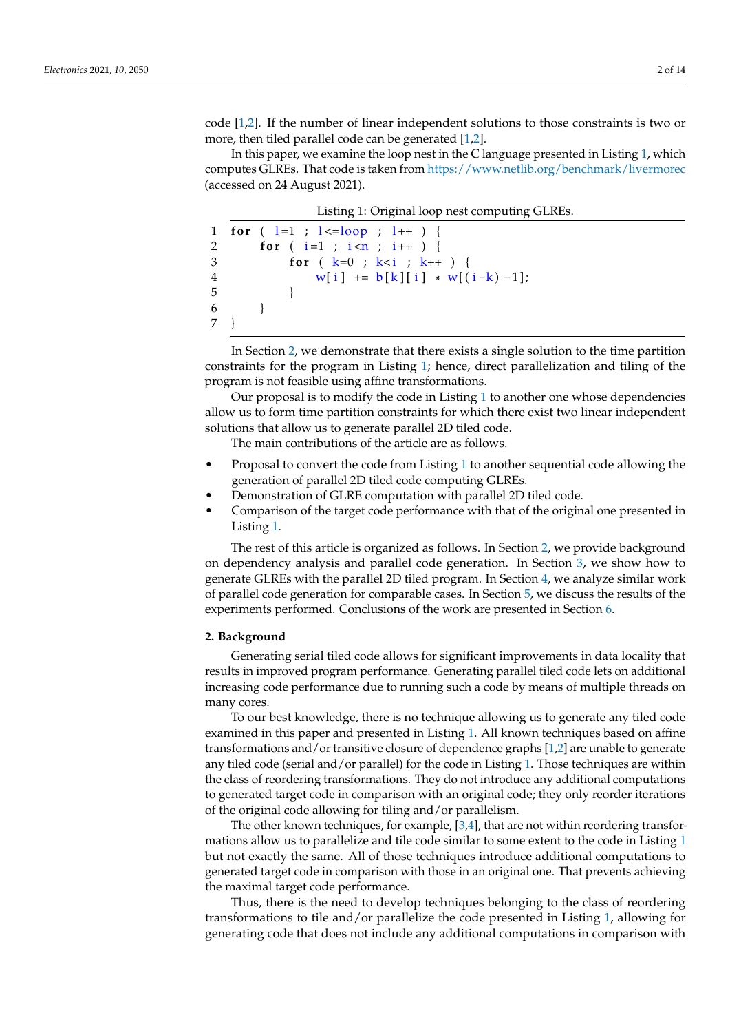code [1,2]. If the number of linear independent solutions to those constraints is two or more, then tiled parallel code can be generated [1,2].

In this paper, we examine the loop nest in the C language presented in Listing 1, which computes GLREs. That code is taken from https://www.netlib.org/benchmark/livermorec (accessed on 24 August 2021).

Listing 1: Original loop nest computing GLREs.

```
1 for ( l=1 ; l<=loop ; l++ ) {
2     for ( i=1 ; i<n ; i++ ) {
3         for ( k=0 ; k<i ; k++ ) {
4             w[i] += b[k][i] * w[(i-k)-1];
5         }
6     }
7 }
```

In Section 2, we demonstrate that there exists a single solution to the time partition constraints for the program in Listing 1; hence, direct parallelization and tiling of the program is not feasible using affine transformations.

Our proposal is to modify the code in Listing 1 to another one whose dependencies allow us to form time partition constraints for which there exist two linear independent solutions that allow us to generate parallel 2D tiled code.

The main contributions of the article are as follows.

- Proposal to convert the code from Listing 1 to another sequential code allowing the generation of parallel 2D tiled code computing GLREs.
- Demonstration of GLRE computation with parallel 2D tiled code.
- Comparison of the target code performance with that of the original one presented in Listing 1.

The rest of this article is organized as follows. In Section 2, we provide background on dependency analysis and parallel code generation. In Section 3, we show how to generate GLREs with the parallel 2D tiled program. In Section 4, we analyze similar work of parallel code generation for comparable cases. In Section 5, we discuss the results of the experiments performed. Conclusions of the work are presented in Section 6.

## 2. Background

Generating serial tiled code allows for significant improvements in data locality that results in improved program performance. Generating parallel tiled code lets on additional increasing code performance due to running such a code by means of multiple threads on many cores.

To our best knowledge, there is no technique allowing us to generate any tiled code examined in this paper and presented in Listing 1. All known techniques based on affine transformations and/or transitive closure of dependence graphs [1,2] are unable to generate any tiled code (serial and/or parallel) for the code in Listing 1. Those techniques are within the class of reordering transformations. They do not introduce any additional computations to generated target code in comparison with an original code; they only reorder iterations of the original code allowing for tiling and/or parallelism.

The other known techniques, for example, [3,4], that are not within reordering transformations allow us to parallelize and tile code similar to some extent to the code in Listing 1 but not exactly the same. All of those techniques introduce additional computations to generated target code in comparison with those in an original one. That prevents achieving the maximal target code performance.

Thus, there is the need to develop techniques belonging to the class of reordering transformations to tile and/or parallelize the code presented in Listing 1, allowing for generating code that does not include any additional computations in comparison with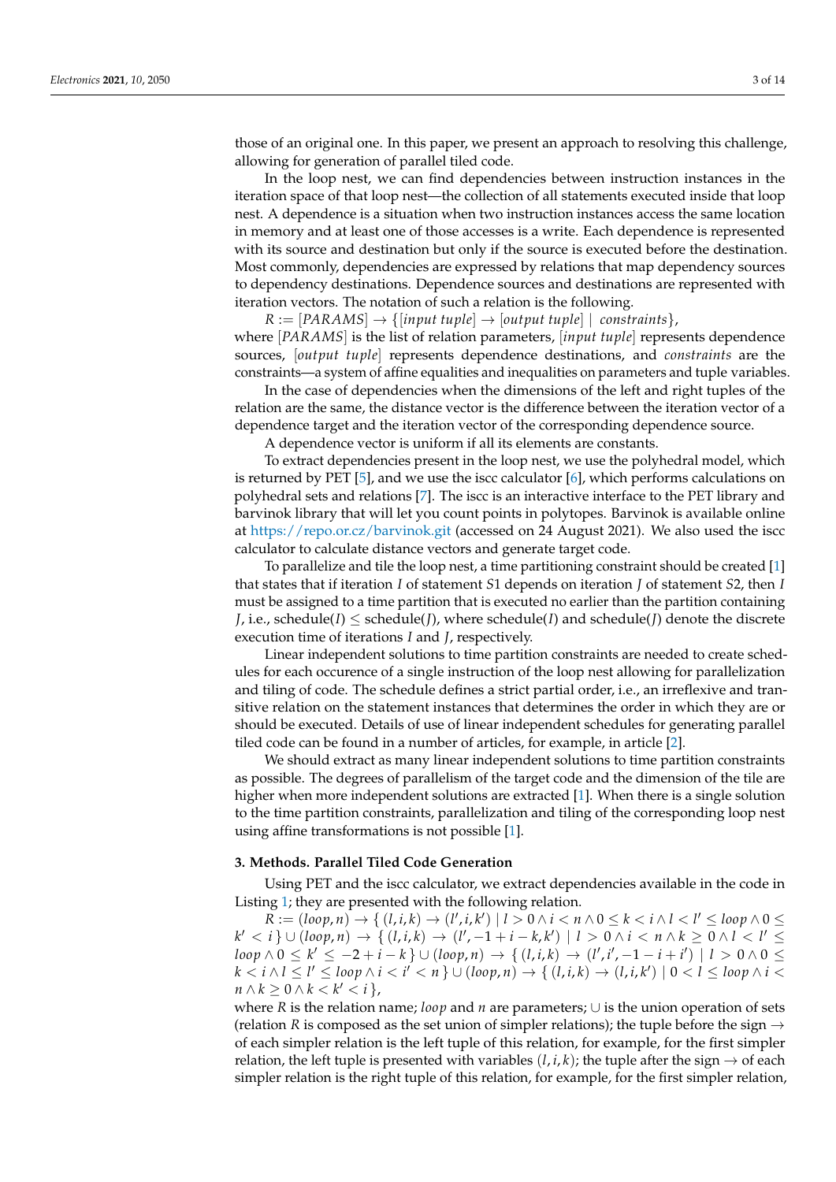those of an original one. In this paper, we present an approach to resolving this challenge, allowing for generation of parallel tiled code.

In the loop nest, we can find dependencies between instruction instances in the iteration space of that loop nest—the collection of all statements executed inside that loop nest. A dependence is a situation when two instruction instances access the same location in memory and at least one of those accesses is a write. Each dependence is represented with its source and destination but only if the source is executed before the destination. Most commonly, dependencies are expressed by relations that map dependency sources to dependency destinations. Dependence sources and destinations are represented with iteration vectors. The notation of such a relation is the following.

$R := [PARAMS] \rightarrow \{[input\ tuple] \rightarrow [output\ tuple] \mid constraints\}$,

where $[PARAMS]$ is the list of relation parameters, $[input\ tuple]$ represents dependence sources, $[output\ tuple]$ represents dependence destinations, and *constraints* are the constraints—a system of affine equalities and inequalities on parameters and tuple variables.

In the case of dependencies when the dimensions of the left and right tuples of the relation are the same, the distance vector is the difference between the iteration vector of a dependence target and the iteration vector of the corresponding dependence source.

A dependence vector is uniform if all its elements are constants.

To extract dependencies present in the loop nest, we use the polyhedral model, which is returned by PET [5], and we use the iscc calculator [6], which performs calculations on polyhedral sets and relations [7]. The iscc is an interactive interface to the PET library and barvinok library that will let you count points in polytopes. Barvinok is available online at https://repo.or.cz/barvinok.git (accessed on 24 August 2021). We also used the iscc calculator to calculate distance vectors and generate target code.

To parallelize and tile the loop nest, a time partitioning constraint should be created [1] that states that if iteration $I$ of statement $S1$ depends on iteration $J$ of statement $S2$, then $I$ must be assigned to a time partition that is executed no earlier than the partition containing $J$, i.e., schedule($I$) $\leq$ schedule($J$), where schedule($I$) and schedule($J$) denote the discrete execution time of iterations $I$ and $J$, respectively.

Linear independent solutions to time partition constraints are needed to create schedules for each occurence of a single instruction of the loop nest allowing for parallelization and tiling of code. The schedule defines a strict partial order, i.e., an irreflexive and transitive relation on the statement instances that determines the order in which they are or should be executed. Details of use of linear independent schedules for generating parallel tiled code can be found in a number of articles, for example, in article [2].

We should extract as many linear independent solutions to time partition constraints as possible. The degrees of parallelism of the target code and the dimension of the tile are higher when more independent solutions are extracted [1]. When there is a single solution to the time partition constraints, parallelization and tiling of the corresponding loop nest using affine transformations is not possible [1].

## 3. Methods. Parallel Tiled Code Generation

Using PET and the iscc calculator, we extract dependencies available in the code in Listing 1; they are presented with the following relation.

$R := (loop, n) \rightarrow \{\, (l, i, k) \rightarrow (l', i, k') \mid l > 0 \wedge i < n \wedge 0 \leq k < i \wedge l < l' \leq loop \wedge 0 \leq k' < i \,\} \cup (loop, n) \rightarrow \{\, (l, i, k) \rightarrow (l', -1 + i - k, k') \mid l > 0 \wedge i < n \wedge k \geq 0 \wedge l < l' \leq loop \wedge 0 \leq k' \leq -2 + i - k \,\} \cup (loop, n) \rightarrow \{\, (l, i, k) \rightarrow (l', i', -1 - i + i') \mid l > 0 \wedge 0 \leq k < i \wedge l \leq l' \leq loop \wedge i < i' < n \,\} \cup (loop, n) \rightarrow \{\, (l, i, k) \rightarrow (l, i, k') \mid 0 < l \leq loop \wedge i < n \wedge k \geq 0 \wedge k < k' < i \,\}$,

where $R$ is the relation name; *loop* and $n$ are parameters; $\cup$ is the union operation of sets (relation $R$ is composed as the set union of simpler relations); the tuple before the sign $\rightarrow$ of each simpler relation is the left tuple of this relation, for example, for the first simpler relation, the left tuple is presented with variables $(l, i, k)$; the tuple after the sign $\rightarrow$ of each simpler relation is the right tuple of this relation, for example, for the first simpler relation,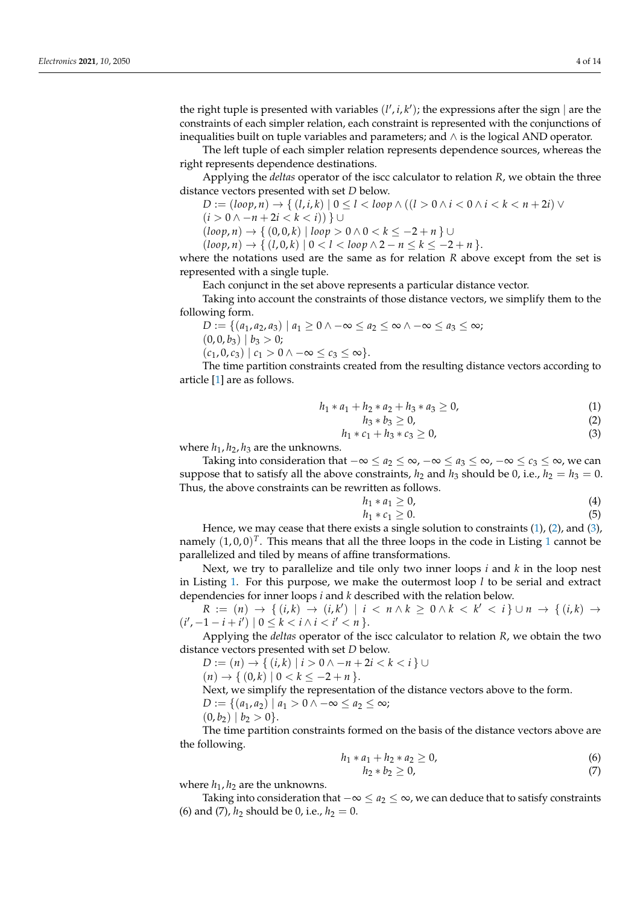the right tuple is presented with variables $(l', i, k')$; the expressions after the sign | are the constraints of each simpler relation, each constraint is represented with the conjunctions of inequalities built on tuple variables and parameters; and $\wedge$ is the logical AND operator.

The left tuple of each simpler relation represents dependence sources, whereas the right represents dependence destinations.

Applying the *deltas* operator of the iscc calculator to relation $R$, we obtain the three distance vectors presented with set $D$ below.

$D := (loop, n) \rightarrow \{ (l, i, k) \mid 0 \leq l < loop \wedge ((l > 0 \wedge i < 0 \wedge i < k < n + 2i) \vee$
$(i > 0 \wedge -n + 2i < k < i)) \} \cup$
$(loop, n) \rightarrow \{ (0, 0, k) \mid loop > 0 \wedge 0 < k \leq -2 + n \} \cup$
$(loop, n) \rightarrow \{ (l, 0, k) \mid 0 < l < loop \wedge 2 - n \leq k \leq -2 + n \}.$

where the notations used are the same as for relation $R$ above except from the set is represented with a single tuple.

Each conjunct in the set above represents a particular distance vector.

Taking into account the constraints of those distance vectors, we simplify them to the following form.

$D := \{(a_1, a_2, a_3) \mid a_1 \geq 0 \wedge -\infty \leq a_2 \leq \infty \wedge -\infty \leq a_3 \leq \infty;$
$(0, 0, b_3) \mid b_3 > 0;$
$(c_1, 0, c_3) \mid c_1 > 0 \wedge -\infty \leq c_3 \leq \infty\}.$

The time partition constraints created from the resulting distance vectors according to article [1] are as follows.

$$h_1 * a_1 + h_2 * a_2 + h_3 * a_3 \geq 0, \tag{1}$$
$$h_3 * b_3 \geq 0, \tag{2}$$
$$h_1 * c_1 + h_3 * c_3 \geq 0, \tag{3}$$

where $h_1, h_2, h_3$ are the unknowns.

Taking into consideration that $-\infty \leq a_2 \leq \infty$, $-\infty \leq a_3 \leq \infty$, $-\infty \leq c_3 \leq \infty$, we can suppose that to satisfy all the above constraints, $h_2$ and $h_3$ should be 0, i.e., $h_2 = h_3 = 0$. Thus, the above constraints can be rewritten as follows.

$$h_1 * a_1 \geq 0, \tag{4}$$
$$h_1 * c_1 \geq 0. \tag{5}$$

Hence, we may cease that there exists a single solution to constraints (1), (2), and (3), namely $(1, 0, 0)^T$. This means that all the three loops in the code in Listing 1 cannot be parallelized and tiled by means of affine transformations.

Next, we try to parallelize and tile only two inner loops $i$ and $k$ in the loop nest in Listing 1. For this purpose, we make the outermost loop $l$ to be serial and extract dependencies for inner loops $i$ and $k$ described with the relation below.

$R := (n) \rightarrow \{ (i, k) \rightarrow (i, k') \mid i < n \wedge k \geq 0 \wedge k < k' < i \} \cup n \rightarrow \{ (i, k) \rightarrow (i', -1 - i + i') \mid 0 \leq k < i \wedge i < i' < n \}.$

Applying the *deltas* operator of the iscc calculator to relation $R$, we obtain the two distance vectors presented with set $D$ below.

$D := (n) \rightarrow \{ (i, k) \mid i > 0 \wedge -n + 2i < k < i \} \cup$
$(n) \rightarrow \{ (0, k) \mid 0 < k \leq -2 + n \}.$

Next, we simplify the representation of the distance vectors above to the form.

$D := \{(a_1, a_2) \mid a_1 > 0 \wedge -\infty \leq a_2 \leq \infty;$
$(0, b_2) \mid b_2 > 0\}.$

The time partition constraints formed on the basis of the distance vectors above are the following.

$$h_1 * a_1 + h_2 * a_2 \geq 0, \tag{6}$$
$$h_2 * b_2 \geq 0, \tag{7}$$

where $h_1, h_2$ are the unknowns.

Taking into consideration that $-\infty \leq a_2 \leq \infty$, we can deduce that to satisfy constraints (6) and (7), $h_2$ should be 0, i.e., $h_2 = 0$.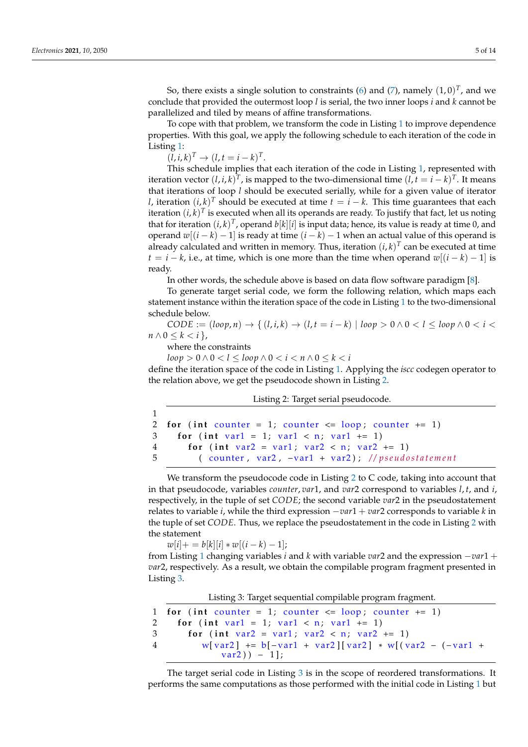So, there exists a single solution to constraints (6) and (7), namely $(1, 0)^T$, and we conclude that provided the outermost loop $l$ is serial, the two inner loops $i$ and $k$ cannot be parallelized and tiled by means of affine transformations.

To cope with that problem, we transform the code in Listing 1 to improve dependence properties. With this goal, we apply the following schedule to each iteration of the code in Listing 1:

$(l, i, k)^T \rightarrow (l, t = i - k)^T$.

This schedule implies that each iteration of the code in Listing 1, represented with iteration vector $(l, i, k)^T$, is mapped to the two-dimensional time $(l, t = i - k)^T$. It means that iterations of loop $l$ should be executed serially, while for a given value of iterator $l$, iteration $(i, k)^T$ should be executed at time $t = i - k$. This time guarantees that each iteration $(i, k)^T$ is executed when all its operands are ready. To justify that fact, let us noting that for iteration $(i, k)^T$, operand $b[k][i]$ is input data; hence, its value is ready at time 0, and operand $w[(i - k) - 1]$ is ready at time $(i - k) - 1$ when an actual value of this operand is already calculated and written in memory. Thus, iteration $(i, k)^T$ can be executed at time $t = i - k$, i.e., at time, which is one more than the time when operand $w[(i - k) - 1]$ is ready.

In other words, the schedule above is based on data flow software paradigm [8].

To generate target serial code, we form the following relation, which maps each statement instance within the iteration space of the code in Listing 1 to the two-dimensional schedule below.

$CODE := (loop, n) \rightarrow \{ (l, i, k) \rightarrow (l, t = i - k) \mid loop > 0 \wedge 0 < l \leq loop \wedge 0 < i < n \wedge 0 \leq k < i \}$,

where the constraints

$loop > 0 \wedge 0 < l \leq loop \wedge 0 < i < n \wedge 0 \leq k < i$

define the iteration space of the code in Listing 1. Applying the *iscc* codegen operator to the relation above, we get the pseudocode shown in Listing 2.

Listing 2: Target serial pseudocode.

```
1
2  for (int counter = 1; counter <= loop; counter += 1)
3    for (int var1 = 1; var1 < n; var1 += 1)
4      for (int var2 = var1; var2 < n; var2 += 1)
5        (counter, var2, -var1 + var2); //pseudostatement
```

We transform the pseudocode in Listing 2 to C code, taking into account that in that pseudocode, variables $counter, var1$, and $var2$ correspond to variables $l, t$, and $i$, respectively, in the tuple of set $CODE$; the second variable $var2$ in the pseudostatement relates to variable $i$, while the third expression $-var1 + var2$ corresponds to variable $k$ in the tuple of set $CODE$. Thus, we replace the pseudostatement in the code in Listing 2 with the statement

$w[i]+= b[k][i] * w[(i - k) - 1]$;

from Listing 1 changing variables $i$ and $k$ with variable $var2$ and the expression $-var1 + var2$, respectively. As a result, we obtain the compilable program fragment presented in Listing 3.

Listing 3: Target sequential compilable program fragment.

```
1  for (int counter = 1; counter <= loop; counter += 1)
2    for (int var1 = 1; var1 < n; var1 += 1)
3      for (int var2 = var1; var2 < n; var2 += 1)
4        w[var2] += b[-var1 + var2][var2] * w[(var2 - (-var1 +
           var2)) - 1];
```

The target serial code in Listing 3 is in the scope of reordered transformations. It performs the same computations as those performed with the initial code in Listing 1 but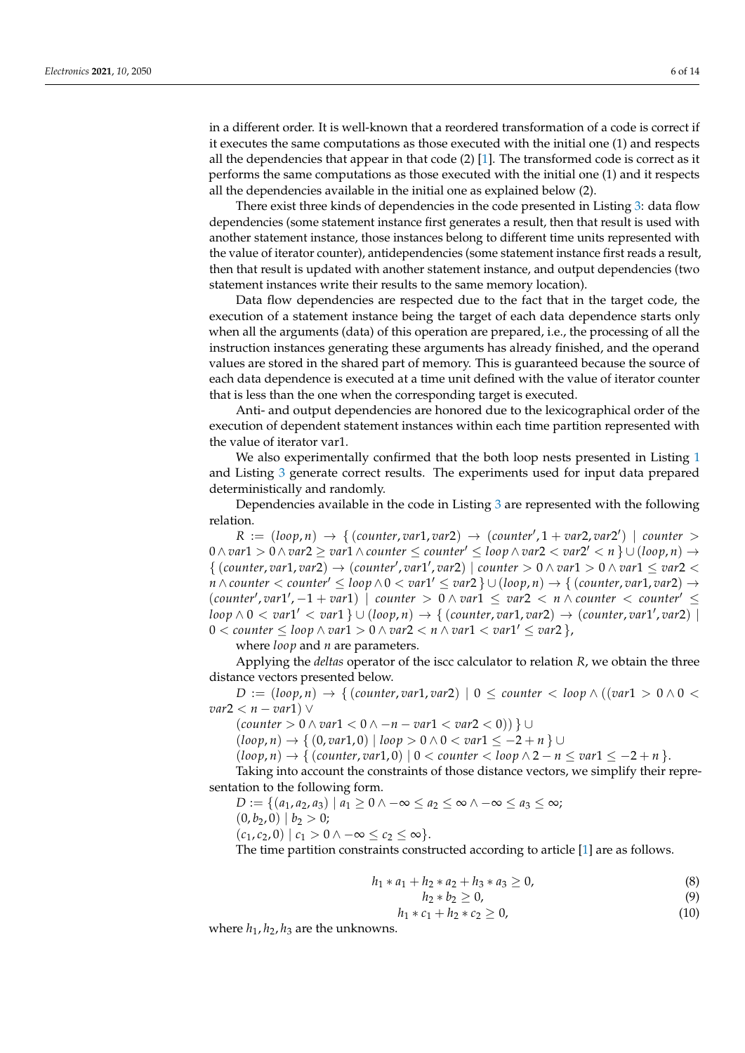in a different order. It is well-known that a reordered transformation of a code is correct if it executes the same computations as those executed with the initial one (1) and respects all the dependencies that appear in that code (2) [1]. The transformed code is correct as it performs the same computations as those executed with the initial one (1) and it respects all the dependencies available in the initial one as explained below (2).

There exist three kinds of dependencies in the code presented in Listing 3: data flow dependencies (some statement instance first generates a result, then that result is used with another statement instance, those instances belong to different time units represented with the value of iterator counter), antidependencies (some statement instance first reads a result, then that result is updated with another statement instance, and output dependencies (two statement instances write their results to the same memory location).

Data flow dependencies are respected due to the fact that in the target code, the execution of a statement instance being the target of each data dependence starts only when all the arguments (data) of this operation are prepared, i.e., the processing of all the instruction instances generating these arguments has already finished, and the operand values are stored in the shared part of memory. This is guaranteed because the source of each data dependence is executed at a time unit defined with the value of iterator counter that is less than the one when the corresponding target is executed.

Anti- and output dependencies are honored due to the lexicographical order of the execution of dependent statement instances within each time partition represented with the value of iterator var1.

We also experimentally confirmed that the both loop nests presented in Listing 1 and Listing 3 generate correct results. The experiments used for input data prepared deterministically and randomly.

Dependencies available in the code in Listing 3 are represented with the following relation.

$R := (loop, n) \to \{ (counter, var1, var2) \to (counter', 1 + var2, var2') \mid counter > 0 \wedge var1 > 0 \wedge var2 \geq var1 \wedge counter \leq counter' \leq loop \wedge var2 < var2' < n \} \cup (loop, n) \to \{ (counter, var1, var2) \to (counter', var1', var2) \mid counter > 0 \wedge var1 > 0 \wedge var1 \leq var2 < n \wedge counter < counter' \leq loop \wedge 0 < var1' \leq var2 \} \cup (loop, n) \to \{ (counter, var1, var2) \to (counter', var1', -1 + var1) \mid counter > 0 \wedge var1 \leq var2 < n \wedge counter < counter' \leq loop \wedge 0 < var1' < var1 \} \cup (loop, n) \to \{ (counter, var1, var2) \to (counter, var1', var2) \mid 0 < counter \leq loop \wedge var1 > 0 \wedge var2 < n \wedge var1 < var1' \leq var2 \},$

where *loop* and *n* are parameters.

Applying the *deltas* operator of the iscc calculator to relation $R$, we obtain the three distance vectors presented below.

$D := (loop, n) \to \{ (counter, var1, var2) \mid 0 \leq counter < loop \wedge ((var1 > 0 \wedge 0 < var2 < n - var1) \vee$

$(counter > 0 \wedge var1 < 0 \wedge -n - var1 < var2 < 0)) \} \cup$

$(loop, n) \to \{ (0, var1, 0) \mid loop > 0 \wedge 0 < var1 \leq -2 + n \} \cup$

$(loop, n) \to \{ (counter, var1, 0) \mid 0 < counter < loop \wedge 2 - n \leq var1 \leq -2 + n \}.$

Taking into account the constraints of those distance vectors, we simplify their representation to the following form.

$D := \{(a_1, a_2, a_3) \mid a_1 \geq 0 \wedge -\infty \leq a_2 \leq \infty \wedge -\infty \leq a_3 \leq \infty;$

$(0, b_2, 0) \mid b_2 > 0;$

$(c_1, c_2, 0) \mid c_1 > 0 \wedge -\infty \leq c_2 \leq \infty\}.$

The time partition constraints constructed according to article [1] are as follows.

$$h_1 * a_1 + h_2 * a_2 + h_3 * a_3 \geq 0, \tag{8}$$

$$h_2 * b_2 \geq 0, \tag{9}$$

$$h_1 * c_1 + h_2 * c_2 \geq 0, \tag{10}$$

where $h_1, h_2, h_3$ are the unknowns.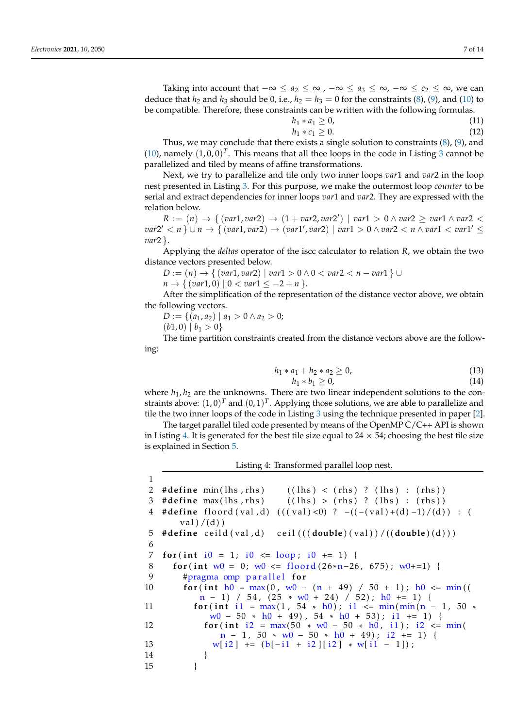Taking into account that $-\infty \leq a_2 \leq \infty$ , $-\infty \leq a_3 \leq \infty$, $-\infty \leq c_2 \leq \infty$, we can deduce that $h_2$ and $h_3$ should be 0, i.e., $h_2 = h_3 = 0$ for the constraints (8), (9), and (10) to be compatible. Therefore, these constraints can be written with the following formulas.

$$h_1 * a_1 \geq 0, \tag{11}$$

$$h_1 * c_1 \geq 0. \tag{12}$$

Thus, we may conclude that there exists a single solution to constraints (8), (9), and (10), namely $(1,0,0)^T$. This means that all thee loops in the code in Listing 3 cannot be parallelized and tiled by means of affine transformations.

Next, we try to parallelize and tile only two inner loops *var*1 and *var*2 in the loop nest presented in Listing 3. For this purpose, we make the outermost loop *counter* to be serial and extract dependencies for inner loops *var*1 and *var*2. They are expressed with the relation below.

$R := (n) \rightarrow \{ (var1, var2) \rightarrow (1 + var2, var2') \mid var1 > 0 \wedge var2 \geq var1 \wedge var2 < var2' < n \} \cup n \rightarrow \{ (var1, var2) \rightarrow (var1', var2) \mid var1 > 0 \wedge var2 < n \wedge var1 < var1' \leq var2 \}$.

Applying the *deltas* operator of the iscc calculator to relation $R$, we obtain the two distance vectors presented below.

$D := (n) \rightarrow \{ (var1, var2) \mid var1 > 0 \wedge 0 < var2 < n - var1 \} \cup$
$n \rightarrow \{ (var1, 0) \mid 0 < var1 \leq -2 + n \}$.

After the simplification of the representation of the distance vector above, we obtain the following vectors.

$D := \{(a_1, a_2) \mid a_1 > 0 \wedge a_2 > 0;$
$(b1, 0) \mid b_1 > 0\}$

The time partition constraints created from the distance vectors above are the following:

$$h_1 * a_1 + h_2 * a_2 \geq 0, \tag{13}$$

$$h_1 * b_1 \geq 0, \tag{14}$$

where $h_1, h_2$ are the unknowns. There are two linear independent solutions to the constraints above: $(1,0)^T$ and $(0,1)^T$. Applying those solutions, we are able to parallelize and tile the two inner loops of the code in Listing 3 using the technique presented in paper [2].

The target parallel tiled code presented by means of the OpenMP C/C++ API is shown in Listing 4. It is generated for the best tile size equal to $24 \times 54$; choosing the best tile size is explained in Section 5.

Listing 4: Transformed parallel loop nest.

```
1
2  #define min(lhs,rhs)     ((lhs) < (rhs) ? (lhs) : (rhs))
3  #define max(lhs,rhs)     ((lhs) > (rhs) ? (lhs) : (rhs))
4  #define floord(val,d)  (((val)<0) ? -((-(val)+(d)-1)/(d)) : (
       val)/(d))
5  #define ceild(val,d)    ceil(((double)(val))/((double)(d)))
6
7  for(int i0 = 1; i0 <= loop; i0 += 1) {
8    for(int w0 = 0; w0 <= floord(26*n-26, 675); w0+=1) {
9      #pragma omp parallel for
10     for(int h0 = max(0, w0 - (n + 49) / 50 + 1); h0 <= min((
         n - 1) / 54, (25 * w0 + 24) / 52); h0 += 1) {
11       for(int i1 = max(1, 54 * h0); i1 <= min(min(n - 1, 50 *
           w0 - 50 * h0 + 49), 54 * h0 + 53); i1 += 1) {
12         for(int i2 = max(50 * w0 - 50 * h0, i1); i2 <= min(
             n - 1, 50 * w0 - 50 * h0 + 49); i2 += 1) {
13           w[i2] += (b[-i1 + i2][i2] * w[i1 - 1]);
14         }
15       }
```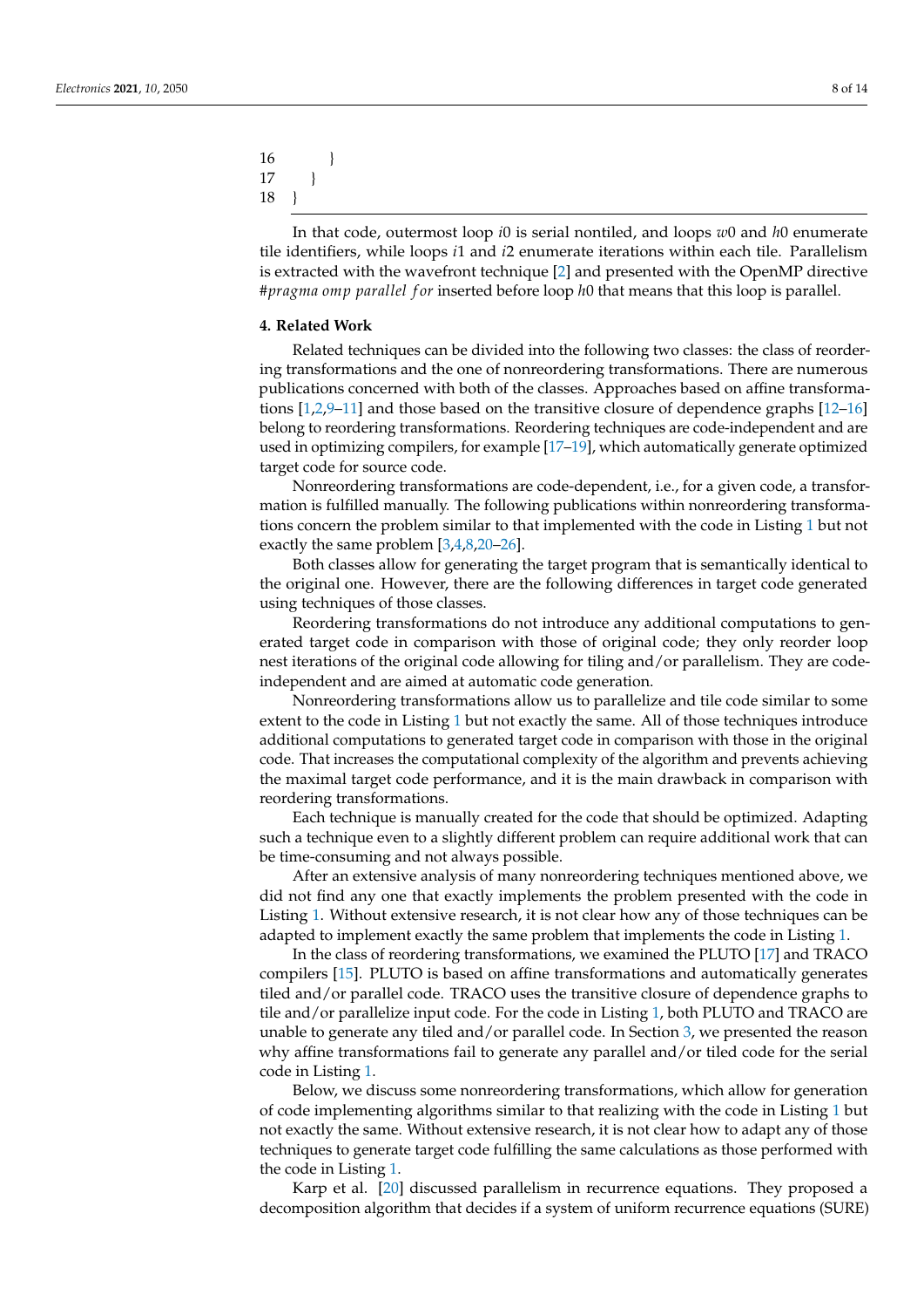```
16         }
17     }
18 }
```

In that code, outermost loop $i0$ is serial nontiled, and loops $w0$ and $h0$ enumerate tile identifiers, while loops $i1$ and $i2$ enumerate iterations within each tile. Parallelism is extracted with the wavefront technique [2] and presented with the OpenMP directive *#pragma omp parallel for* inserted before loop $h0$ that means that this loop is parallel.

## 4. Related Work

Related techniques can be divided into the following two classes: the class of reordering transformations and the one of nonreordering transformations. There are numerous publications concerned with both of the classes. Approaches based on affine transformations [1,2,9–11] and those based on the transitive closure of dependence graphs [12–16] belong to reordering transformations. Reordering techniques are code-independent and are used in optimizing compilers, for example [17–19], which automatically generate optimized target code for source code.

Nonreordering transformations are code-dependent, i.e., for a given code, a transformation is fulfilled manually. The following publications within nonreordering transformations concern the problem similar to that implemented with the code in Listing 1 but not exactly the same problem [3,4,8,20–26].

Both classes allow for generating the target program that is semantically identical to the original one. However, there are the following differences in target code generated using techniques of those classes.

Reordering transformations do not introduce any additional computations to generated target code in comparison with those of original code; they only reorder loop nest iterations of the original code allowing for tiling and/or parallelism. They are code-independent and are aimed at automatic code generation.

Nonreordering transformations allow us to parallelize and tile code similar to some extent to the code in Listing 1 but not exactly the same. All of those techniques introduce additional computations to generated target code in comparison with those in the original code. That increases the computational complexity of the algorithm and prevents achieving the maximal target code performance, and it is the main drawback in comparison with reordering transformations.

Each technique is manually created for the code that should be optimized. Adapting such a technique even to a slightly different problem can require additional work that can be time-consuming and not always possible.

After an extensive analysis of many nonreordering techniques mentioned above, we did not find any one that exactly implements the problem presented with the code in Listing 1. Without extensive research, it is not clear how any of those techniques can be adapted to implement exactly the same problem that implements the code in Listing 1.

In the class of reordering transformations, we examined the PLUTO [17] and TRACO compilers [15]. PLUTO is based on affine transformations and automatically generates tiled and/or parallel code. TRACO uses the transitive closure of dependence graphs to tile and/or parallelize input code. For the code in Listing 1, both PLUTO and TRACO are unable to generate any tiled and/or parallel code. In Section 3, we presented the reason why affine transformations fail to generate any parallel and/or tiled code for the serial code in Listing 1.

Below, we discuss some nonreordering transformations, which allow for generation of code implementing algorithms similar to that realizing with the code in Listing 1 but not exactly the same. Without extensive research, it is not clear how to adapt any of those techniques to generate target code fulfilling the same calculations as those performed with the code in Listing 1.

Karp et al. [20] discussed parallelism in recurrence equations. They proposed a decomposition algorithm that decides if a system of uniform recurrence equations (SURE)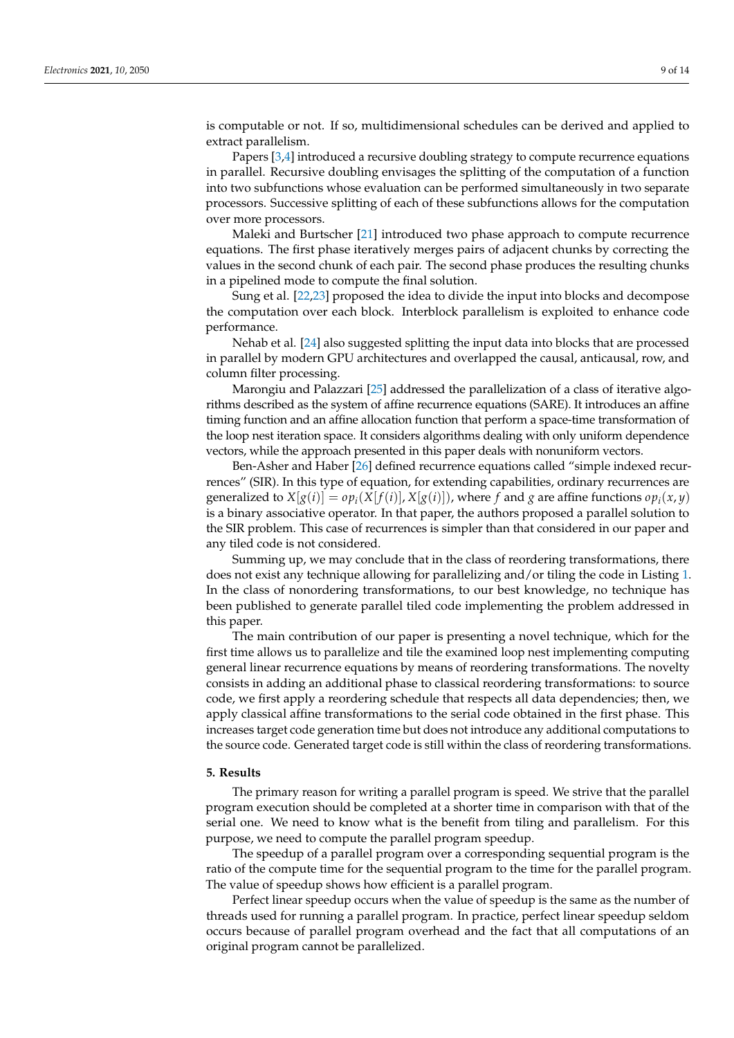is computable or not. If so, multidimensional schedules can be derived and applied to extract parallelism.

Papers [3,4] introduced a recursive doubling strategy to compute recurrence equations in parallel. Recursive doubling envisages the splitting of the computation of a function into two subfunctions whose evaluation can be performed simultaneously in two separate processors. Successive splitting of each of these subfunctions allows for the computation over more processors.

Maleki and Burtscher [21] introduced two phase approach to compute recurrence equations. The first phase iteratively merges pairs of adjacent chunks by correcting the values in the second chunk of each pair. The second phase produces the resulting chunks in a pipelined mode to compute the final solution.

Sung et al. [22,23] proposed the idea to divide the input into blocks and decompose the computation over each block. Interblock parallelism is exploited to enhance code performance.

Nehab et al. [24] also suggested splitting the input data into blocks that are processed in parallel by modern GPU architectures and overlapped the causal, anticausal, row, and column filter processing.

Marongiu and Palazzari [25] addressed the parallelization of a class of iterative algorithms described as the system of affine recurrence equations (SARE). It introduces an affine timing function and an affine allocation function that perform a space-time transformation of the loop nest iteration space. It considers algorithms dealing with only uniform dependence vectors, while the approach presented in this paper deals with nonuniform vectors.

Ben-Asher and Haber [26] defined recurrence equations called "simple indexed recurrences" (SIR). In this type of equation, for extending capabilities, ordinary recurrences are generalized to $X[g(i)] = op_i(X[f(i)], X[g(i)])$, where $f$ and $g$ are affine functions $op_i(x, y)$ is a binary associative operator. In that paper, the authors proposed a parallel solution to the SIR problem. This case of recurrences is simpler than that considered in our paper and any tiled code is not considered.

Summing up, we may conclude that in the class of reordering transformations, there does not exist any technique allowing for parallelizing and/or tiling the code in Listing 1. In the class of nonordering transformations, to our best knowledge, no technique has been published to generate parallel tiled code implementing the problem addressed in this paper.

The main contribution of our paper is presenting a novel technique, which for the first time allows us to parallelize and tile the examined loop nest implementing computing general linear recurrence equations by means of reordering transformations. The novelty consists in adding an additional phase to classical reordering transformations: to source code, we first apply a reordering schedule that respects all data dependencies; then, we apply classical affine transformations to the serial code obtained in the first phase. This increases target code generation time but does not introduce any additional computations to the source code. Generated target code is still within the class of reordering transformations.

## 5. Results

The primary reason for writing a parallel program is speed. We strive that the parallel program execution should be completed at a shorter time in comparison with that of the serial one. We need to know what is the benefit from tiling and parallelism. For this purpose, we need to compute the parallel program speedup.

The speedup of a parallel program over a corresponding sequential program is the ratio of the compute time for the sequential program to the time for the parallel program. The value of speedup shows how efficient is a parallel program.

Perfect linear speedup occurs when the value of speedup is the same as the number of threads used for running a parallel program. In practice, perfect linear speedup seldom occurs because of parallel program overhead and the fact that all computations of an original program cannot be parallelized.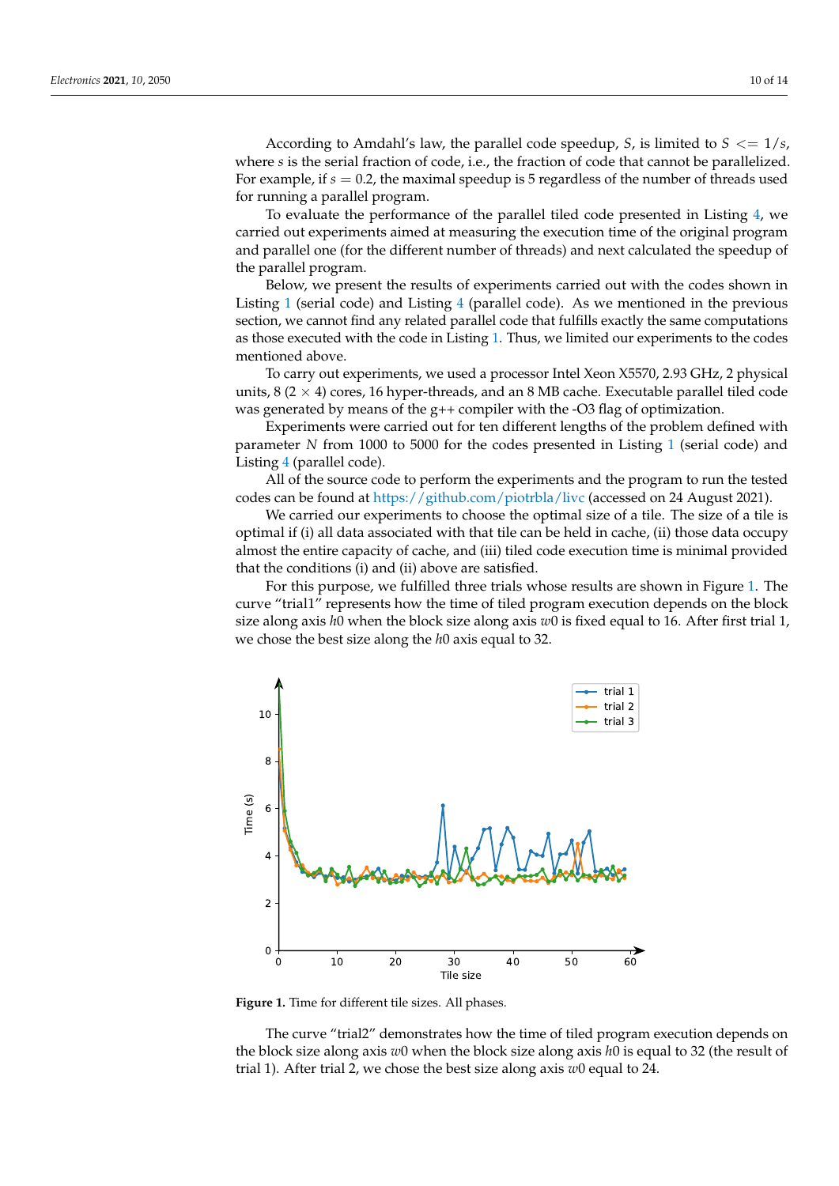According to Amdahl's law, the parallel code speedup, $S$, is limited to $S <= 1/s$, where $s$ is the serial fraction of code, i.e., the fraction of code that cannot be parallelized. For example, if $s = 0.2$, the maximal speedup is 5 regardless of the number of threads used for running a parallel program.

To evaluate the performance of the parallel tiled code presented in Listing 4, we carried out experiments aimed at measuring the execution time of the original program and parallel one (for the different number of threads) and next calculated the speedup of the parallel program.

Below, we present the results of experiments carried out with the codes shown in Listing 1 (serial code) and Listing 4 (parallel code). As we mentioned in the previous section, we cannot find any related parallel code that fulfills exactly the same computations as those executed with the code in Listing 1. Thus, we limited our experiments to the codes mentioned above.

To carry out experiments, we used a processor Intel Xeon X5570, 2.93 GHz, 2 physical units, 8 (2 × 4) cores, 16 hyper-threads, and an 8 MB cache. Executable parallel tiled code was generated by means of the g++ compiler with the -O3 flag of optimization.

Experiments were carried out for ten different lengths of the problem defined with parameter $N$ from 1000 to 5000 for the codes presented in Listing 1 (serial code) and Listing 4 (parallel code).

All of the source code to perform the experiments and the program to run the tested codes can be found at https://github.com/piotrbla/livc (accessed on 24 August 2021).

We carried our experiments to choose the optimal size of a tile. The size of a tile is optimal if (i) all data associated with that tile can be held in cache, (ii) those data occupy almost the entire capacity of cache, and (iii) tiled code execution time is minimal provided that the conditions (i) and (ii) above are satisfied.

For this purpose, we fulfilled three trials whose results are shown in Figure 1. The curve "trial1" represents how the time of tiled program execution depends on the block size along axis $h0$ when the block size along axis $w0$ is fixed equal to 16. After first trial 1, we chose the best size along the $h0$ axis equal to 32.

**Figure 1.** Time for different tile sizes. All phases.

The curve "trial2" demonstrates how the time of tiled program execution depends on the block size along axis $w0$ when the block size along axis $h0$ is equal to 32 (the result of trial 1). After trial 2, we chose the best size along axis $w0$ equal to 24.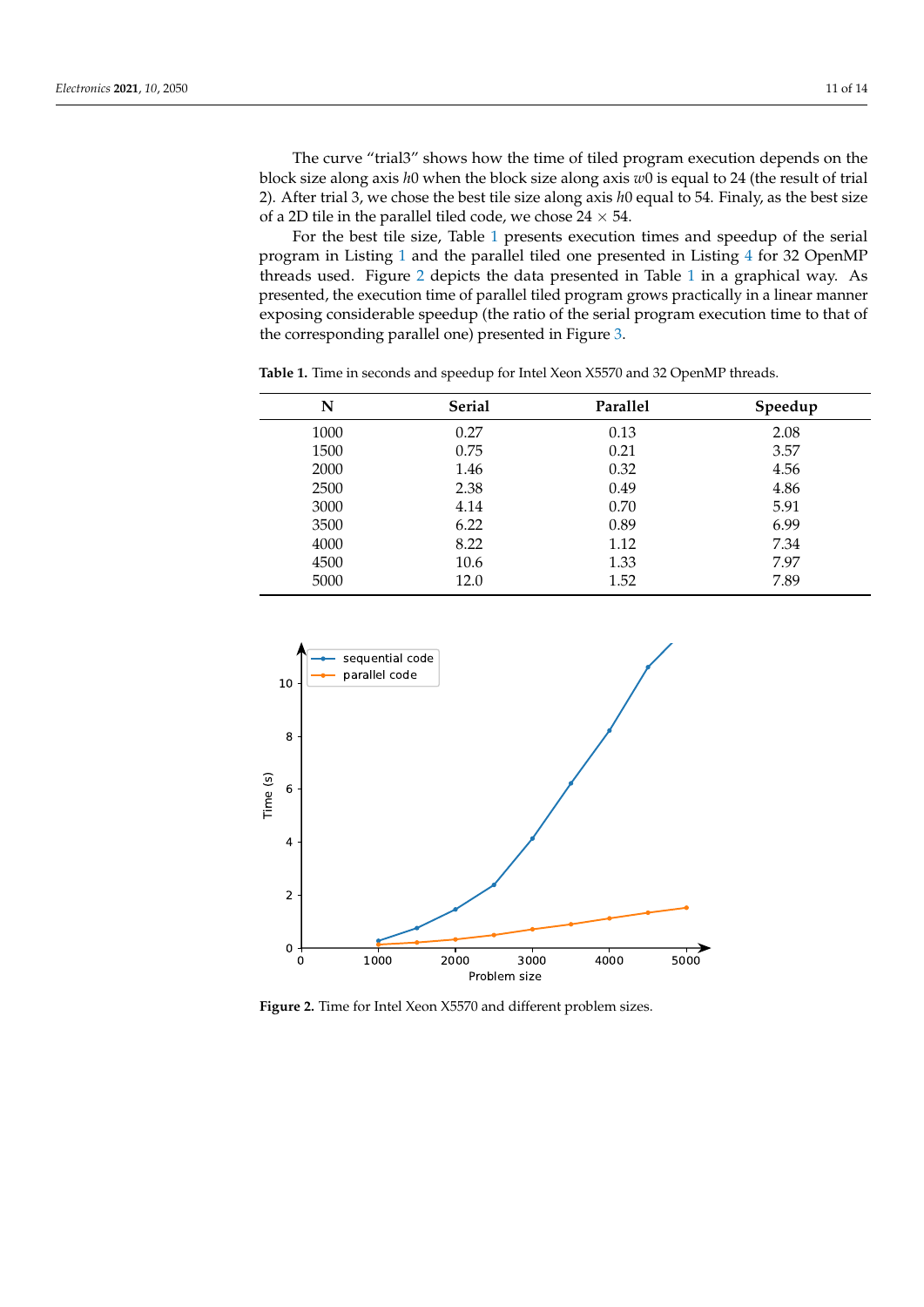The curve "trial3" shows how the time of tiled program execution depends on the block size along axis $h0$ when the block size along axis $w0$ is equal to 24 (the result of trial 2). After trial 3, we chose the best tile size along axis $h0$ equal to 54. Finaly, as the best size of a 2D tile in the parallel tiled code, we chose $24 \times 54$.

For the best tile size, Table 1 presents execution times and speedup of the serial program in Listing 1 and the parallel tiled one presented in Listing 4 for 32 OpenMP threads used. Figure 2 depicts the data presented in Table 1 in a graphical way. As presented, the execution time of parallel tiled program grows practically in a linear manner exposing considerable speedup (the ratio of the serial program execution time to that of the corresponding parallel one) presented in Figure 3.

**Table 1.** Time in seconds and speedup for Intel Xeon X5570 and 32 OpenMP threads.

| N | Serial | Parallel | Speedup |
|---|---|---|---|
| 1000 | 0.27 | 0.13 | 2.08 |
| 1500 | 0.75 | 0.21 | 3.57 |
| 2000 | 1.46 | 0.32 | 4.56 |
| 2500 | 2.38 | 0.49 | 4.86 |
| 3000 | 4.14 | 0.70 | 5.91 |
| 3500 | 6.22 | 0.89 | 6.99 |
| 4000 | 8.22 | 1.12 | 7.34 |
| 4500 | 10.6 | 1.33 | 7.97 |
| 5000 | 12.0 | 1.52 | 7.89 |

**Figure 2.** Time for Intel Xeon X5570 and different problem sizes.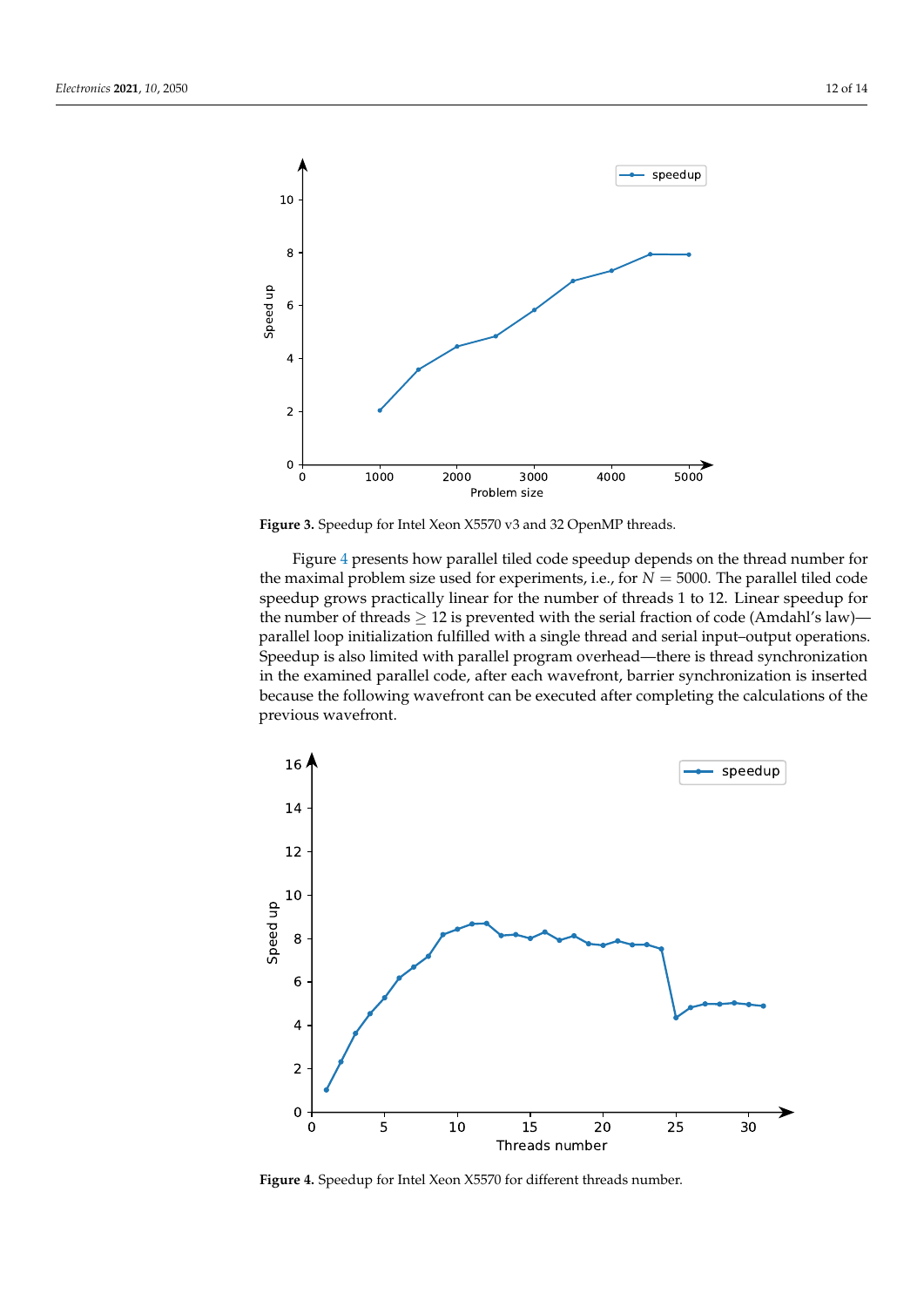Figure 3. Speedup for Intel Xeon X5570 v3 and 32 OpenMP threads.

Figure 4 presents how parallel tiled code speedup depends on the thread number for the maximal problem size used for experiments, i.e., for $N = 5000$. The parallel tiled code speedup grows practically linear for the number of threads 1 to 12. Linear speedup for the number of threads $\geq 12$ is prevented with the serial fraction of code (Amdahl's law)—parallel loop initialization fulfilled with a single thread and serial input–output operations. Speedup is also limited with parallel program overhead—there is thread synchronization in the examined parallel code, after each wavefront, barrier synchronization is inserted because the following wavefront can be executed after completing the calculations of the previous wavefront.

Figure 4. Speedup for Intel Xeon X5570 for different threads number.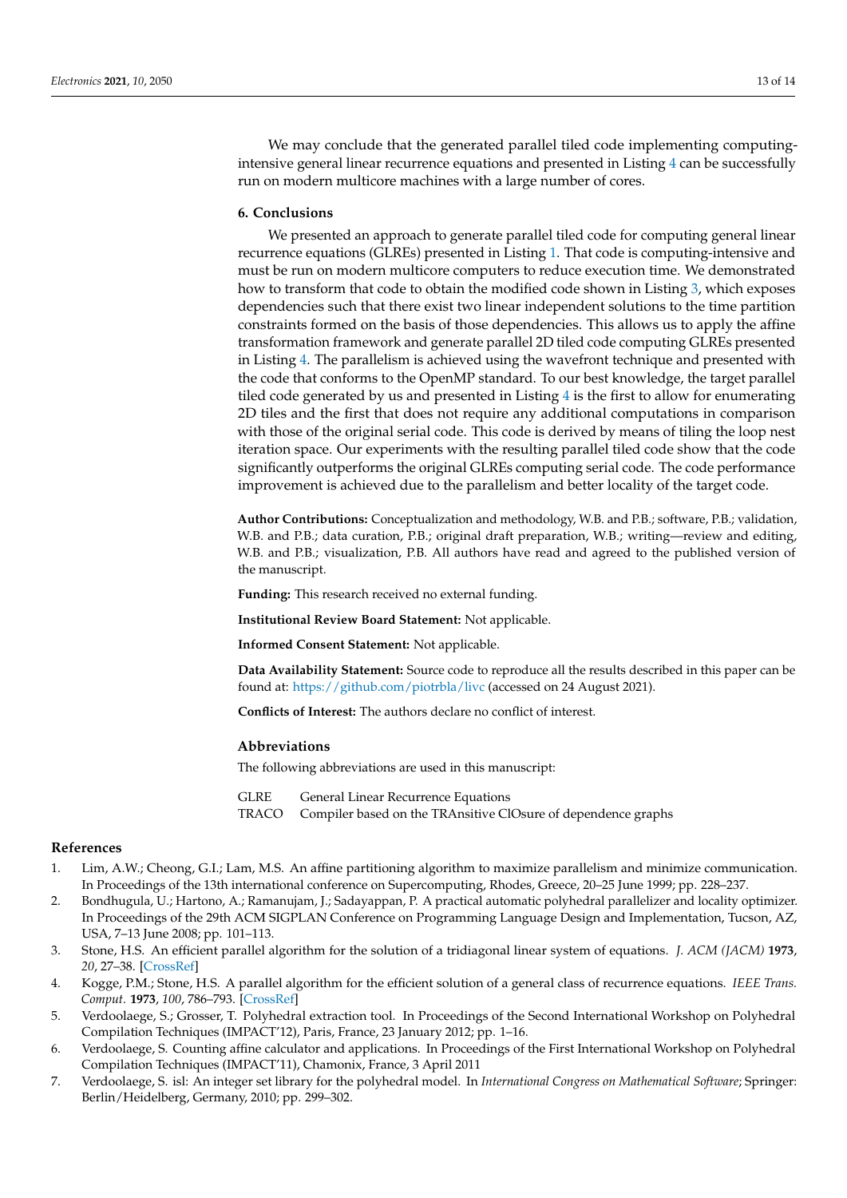We may conclude that the generated parallel tiled code implementing computing-intensive general linear recurrence equations and presented in Listing 4 can be successfully run on modern multicore machines with a large number of cores.

## 6. Conclusions

We presented an approach to generate parallel tiled code for computing general linear recurrence equations (GLREs) presented in Listing 1. That code is computing-intensive and must be run on modern multicore computers to reduce execution time. We demonstrated how to transform that code to obtain the modified code shown in Listing 3, which exposes dependencies such that there exist two linear independent solutions to the time partition constraints formed on the basis of those dependencies. This allows us to apply the affine transformation framework and generate parallel 2D tiled code computing GLREs presented in Listing 4. The parallelism is achieved using the wavefront technique and presented with the code that conforms to the OpenMP standard. To our best knowledge, the target parallel tiled code generated by us and presented in Listing 4 is the first to allow for enumerating 2D tiles and the first that does not require any additional computations in comparison with those of the original serial code. This code is derived by means of tiling the loop nest iteration space. Our experiments with the resulting parallel tiled code show that the code significantly outperforms the original GLREs computing serial code. The code performance improvement is achieved due to the parallelism and better locality of the target code.

**Author Contributions:** Conceptualization and methodology, W.B. and P.B.; software, P.B.; validation, W.B. and P.B.; data curation, P.B.; original draft preparation, W.B.; writing—review and editing, W.B. and P.B.; visualization, P.B. All authors have read and agreed to the published version of the manuscript.

**Funding:** This research received no external funding.

**Institutional Review Board Statement:** Not applicable.

**Informed Consent Statement:** Not applicable.

**Data Availability Statement:** Source code to reproduce all the results described in this paper can be found at: https://github.com/piotrbla/livc (accessed on 24 August 2021).

**Conflicts of Interest:** The authors declare no conflict of interest.

## Abbreviations

The following abbreviations are used in this manuscript:

| | |
|---|---|
| GLRE | General Linear Recurrence Equations |
| TRACO | Compiler based on the TRAnsitive ClOsure of dependence graphs |

## References

1. Lim, A.W.; Cheong, G.I.; Lam, M.S. An affine partitioning algorithm to maximize parallelism and minimize communication. In Proceedings of the 13th international conference on Supercomputing, Rhodes, Greece, 20–25 June 1999; pp. 228–237.
2. Bondhugula, U.; Hartono, A.; Ramanujam, J.; Sadayappan, P. A practical automatic polyhedral parallelizer and locality optimizer. In Proceedings of the 29th ACM SIGPLAN Conference on Programming Language Design and Implementation, Tucson, AZ, USA, 7–13 June 2008; pp. 101–113.
3. Stone, H.S. An efficient parallel algorithm for the solution of a tridiagonal linear system of equations. *J. ACM (JACM)* **1973**, *20*, 27–38. [CrossRef]
4. Kogge, P.M.; Stone, H.S. A parallel algorithm for the efficient solution of a general class of recurrence equations. *IEEE Trans. Comput.* **1973**, *100*, 786–793. [CrossRef]
5. Verdoolaege, S.; Grosser, T. Polyhedral extraction tool. In Proceedings of the Second International Workshop on Polyhedral Compilation Techniques (IMPACT'12), Paris, France, 23 January 2012; pp. 1–16.
6. Verdoolaege, S. Counting affine calculator and applications. In Proceedings of the First International Workshop on Polyhedral Compilation Techniques (IMPACT'11), Chamonix, France, 3 April 2011
7. Verdoolaege, S. isl: An integer set library for the polyhedral model. In *International Congress on Mathematical Software*; Springer: Berlin/Heidelberg, Germany, 2010; pp. 299–302.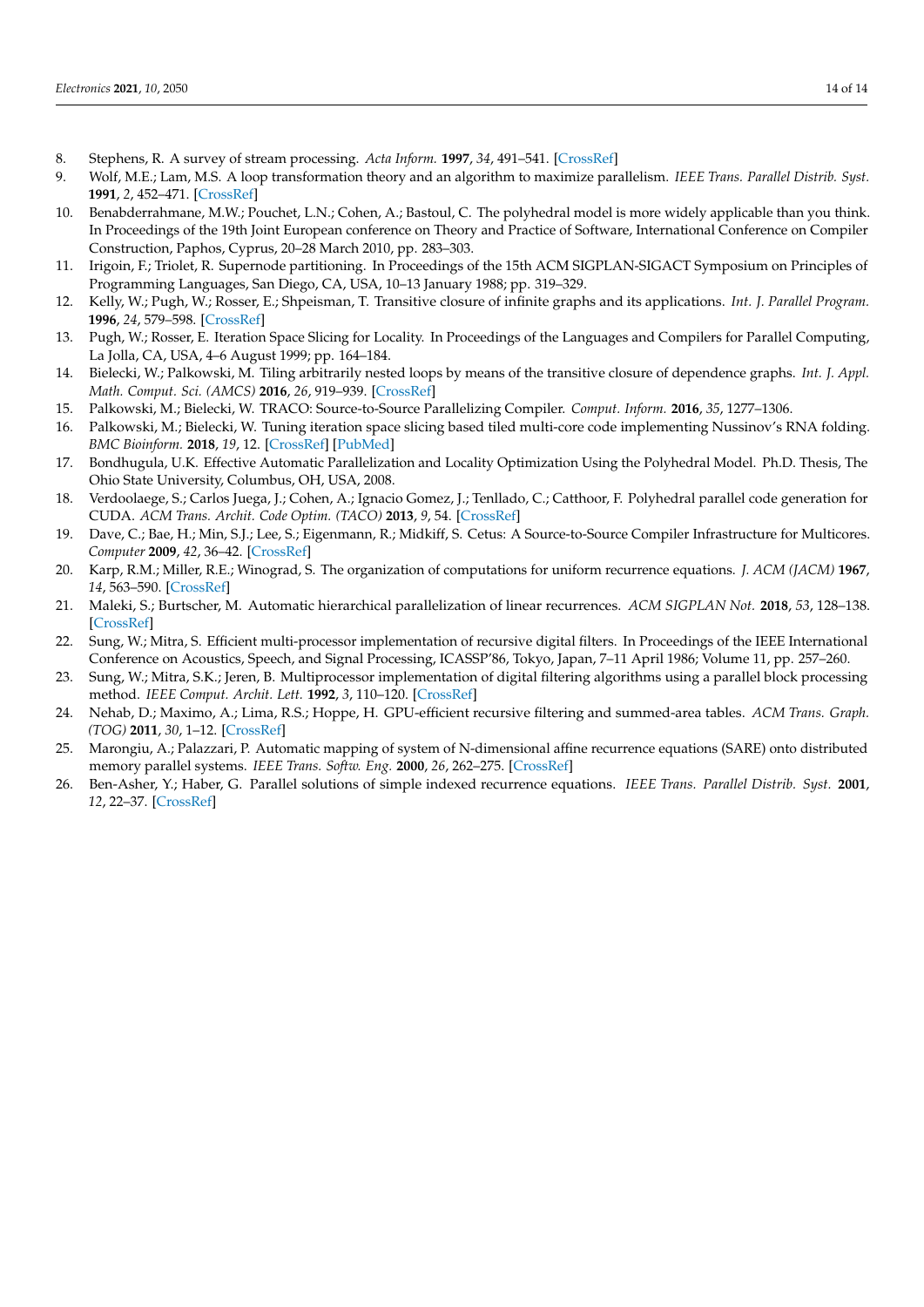8. Stephens, R. A survey of stream processing. *Acta Inform.* **1997**, *34*, 491–541. [CrossRef]
9. Wolf, M.E.; Lam, M.S. A loop transformation theory and an algorithm to maximize parallelism. *IEEE Trans. Parallel Distrib. Syst.* **1991**, *2*, 452–471. [CrossRef]
10. Benabderrahmane, M.W.; Pouchet, L.N.; Cohen, A.; Bastoul, C. The polyhedral model is more widely applicable than you think. In Proceedings of the 19th Joint European conference on Theory and Practice of Software, International Conference on Compiler Construction, Paphos, Cyprus, 20–28 March 2010, pp. 283–303.
11. Irigoin, F.; Triolet, R. Supernode partitioning. In Proceedings of the 15th ACM SIGPLAN-SIGACT Symposium on Principles of Programming Languages, San Diego, CA, USA, 10–13 January 1988; pp. 319–329.
12. Kelly, W.; Pugh, W.; Rosser, E.; Shpeisman, T. Transitive closure of infinite graphs and its applications. *Int. J. Parallel Program.* **1996**, *24*, 579–598. [CrossRef]
13. Pugh, W.; Rosser, E. Iteration Space Slicing for Locality. In Proceedings of the Languages and Compilers for Parallel Computing, La Jolla, CA, USA, 4–6 August 1999; pp. 164–184.
14. Bielecki, W.; Palkowski, M. Tiling arbitrarily nested loops by means of the transitive closure of dependence graphs. *Int. J. Appl. Math. Comput. Sci. (AMCS)* **2016**, *26*, 919–939. [CrossRef]
15. Palkowski, M.; Bielecki, W. TRACO: Source-to-Source Parallelizing Compiler. *Comput. Inform.* **2016**, *35*, 1277–1306.
16. Palkowski, M.; Bielecki, W. Tuning iteration space slicing based tiled multi-core code implementing Nussinov's RNA folding. *BMC Bioinform.* **2018**, *19*, 12. [CrossRef] [PubMed]
17. Bondhugula, U.K. Effective Automatic Parallelization and Locality Optimization Using the Polyhedral Model. Ph.D. Thesis, The Ohio State University, Columbus, OH, USA, 2008.
18. Verdoolaege, S.; Carlos Juega, J.; Cohen, A.; Ignacio Gomez, J.; Tenllado, C.; Catthoor, F. Polyhedral parallel code generation for CUDA. *ACM Trans. Archit. Code Optim. (TACO)* **2013**, *9*, 54. [CrossRef]
19. Dave, C.; Bae, H.; Min, S.J.; Lee, S.; Eigenmann, R.; Midkiff, S. Cetus: A Source-to-Source Compiler Infrastructure for Multicores. *Computer* **2009**, *42*, 36–42. [CrossRef]
20. Karp, R.M.; Miller, R.E.; Winograd, S. The organization of computations for uniform recurrence equations. *J. ACM (JACM)* **1967**, *14*, 563–590. [CrossRef]
21. Maleki, S.; Burtscher, M. Automatic hierarchical parallelization of linear recurrences. *ACM SIGPLAN Not.* **2018**, *53*, 128–138. [CrossRef]
22. Sung, W.; Mitra, S. Efficient multi-processor implementation of recursive digital filters. In Proceedings of the IEEE International Conference on Acoustics, Speech, and Signal Processing, ICASSP'86, Tokyo, Japan, 7–11 April 1986; Volume 11, pp. 257–260.
23. Sung, W.; Mitra, S.K.; Jeren, B. Multiprocessor implementation of digital filtering algorithms using a parallel block processing method. *IEEE Comput. Archit. Lett.* **1992**, *3*, 110–120. [CrossRef]
24. Nehab, D.; Maximo, A.; Lima, R.S.; Hoppe, H. GPU-efficient recursive filtering and summed-area tables. *ACM Trans. Graph. (TOG)* **2011**, *30*, 1–12. [CrossRef]
25. Marongiu, A.; Palazzari, P. Automatic mapping of system of N-dimensional affine recurrence equations (SARE) onto distributed memory parallel systems. *IEEE Trans. Softw. Eng.* **2000**, *26*, 262–275. [CrossRef]
26. Ben-Asher, Y.; Haber, G. Parallel solutions of simple indexed recurrence equations. *IEEE Trans. Parallel Distrib. Syst.* **2001**, *12*, 22–37. [CrossRef]